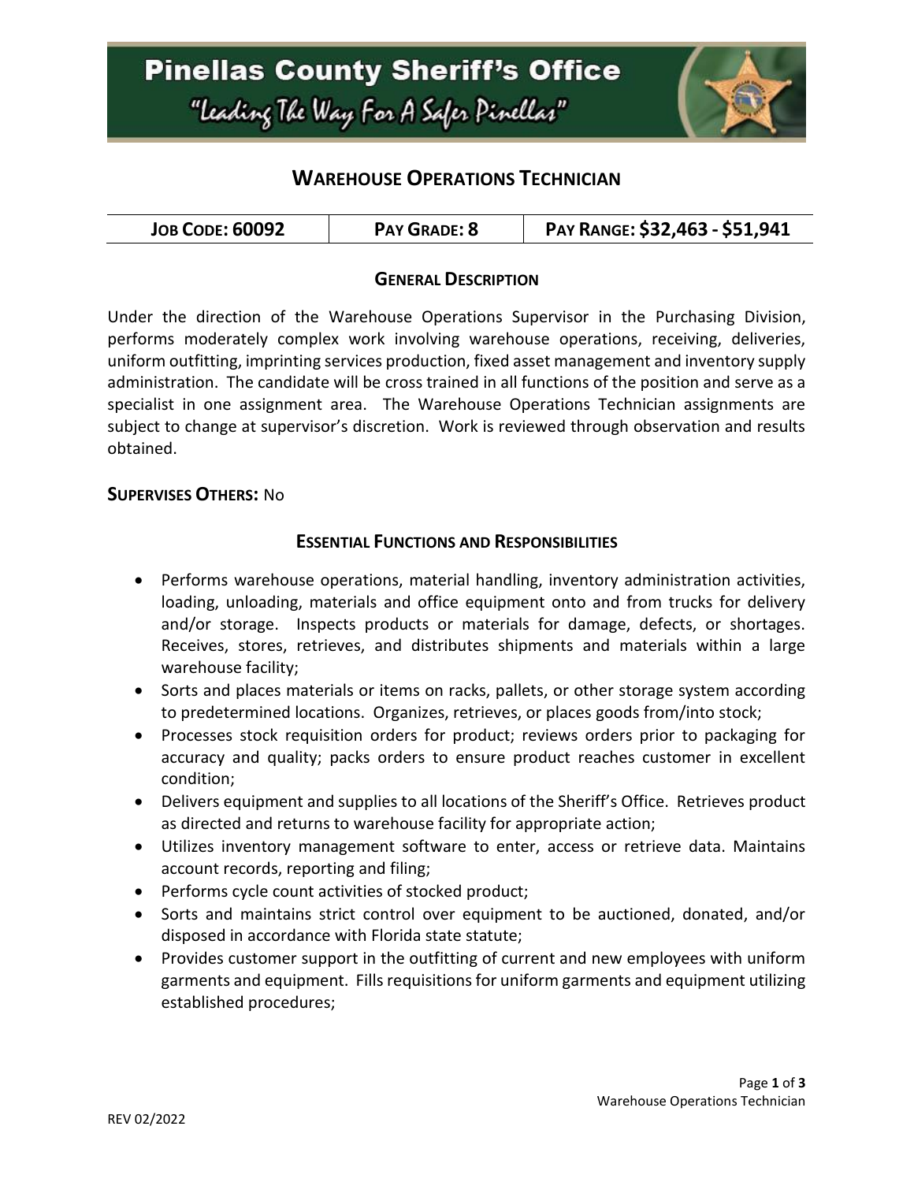# Pinellas County Sheriff's Office

"Leading The Way For A Safer Pinellas"

## WAREHOUSE OPERATIONS TECHNICIAN

| JOB CODE: 60092 | PAY GRADE: 8 | PAY RANGE: $32,463 - $51,941 |
| --- | --- | --- |

### GENERAL DESCRIPTION

Under the direction of the Warehouse Operations Supervisor in the Purchasing Division, performs moderately complex work involving warehouse operations, receiving, deliveries, uniform outfitting, imprinting services production, fixed asset management and inventory supply administration. The candidate will be cross trained in all functions of the position and serve as a specialist in one assignment area. The Warehouse Operations Technician assignments are subject to change at supervisor's discretion. Work is reviewed through observation and results obtained.

**SUPERVISES OTHERS:** No

### ESSENTIAL FUNCTIONS AND RESPONSIBILITIES

- Performs warehouse operations, material handling, inventory administration activities, loading, unloading, materials and office equipment onto and from trucks for delivery and/or storage. Inspects products or materials for damage, defects, or shortages. Receives, stores, retrieves, and distributes shipments and materials within a large warehouse facility;
- Sorts and places materials or items on racks, pallets, or other storage system according to predetermined locations. Organizes, retrieves, or places goods from/into stock;
- Processes stock requisition orders for product; reviews orders prior to packaging for accuracy and quality; packs orders to ensure product reaches customer in excellent condition;
- Delivers equipment and supplies to all locations of the Sheriff's Office. Retrieves product as directed and returns to warehouse facility for appropriate action;
- Utilizes inventory management software to enter, access or retrieve data. Maintains account records, reporting and filing;
- Performs cycle count activities of stocked product;
- Sorts and maintains strict control over equipment to be auctioned, donated, and/or disposed in accordance with Florida state statute;
- Provides customer support in the outfitting of current and new employees with uniform garments and equipment. Fills requisitions for uniform garments and equipment utilizing established procedures;

REV 02/2022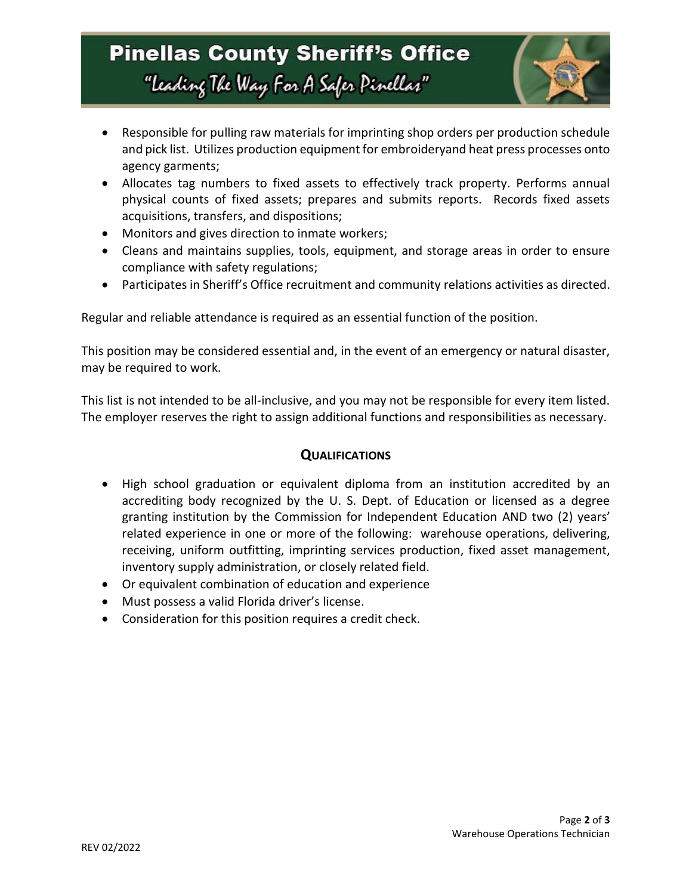- Responsible for pulling raw materials for imprinting shop orders per production schedule and pick list. Utilizes production equipment for embroideryand heat press processes onto agency garments;
- Allocates tag numbers to fixed assets to effectively track property. Performs annual physical counts of fixed assets; prepares and submits reports. Records fixed assets acquisitions, transfers, and dispositions;
- Monitors and gives direction to inmate workers;
- Cleans and maintains supplies, tools, equipment, and storage areas in order to ensure compliance with safety regulations;
- Participates in Sheriff's Office recruitment and community relations activities as directed.

Regular and reliable attendance is required as an essential function of the position.

This position may be considered essential and, in the event of an emergency or natural disaster, may be required to work.

This list is not intended to be all-inclusive, and you may not be responsible for every item listed. The employer reserves the right to assign additional functions and responsibilities as necessary.

## QUALIFICATIONS

- High school graduation or equivalent diploma from an institution accredited by an accrediting body recognized by the U. S. Dept. of Education or licensed as a degree granting institution by the Commission for Independent Education AND two (2) years' related experience in one or more of the following: warehouse operations, delivering, receiving, uniform outfitting, imprinting services production, fixed asset management, inventory supply administration, or closely related field.
- Or equivalent combination of education and experience
- Must possess a valid Florida driver's license.
- Consideration for this position requires a credit check.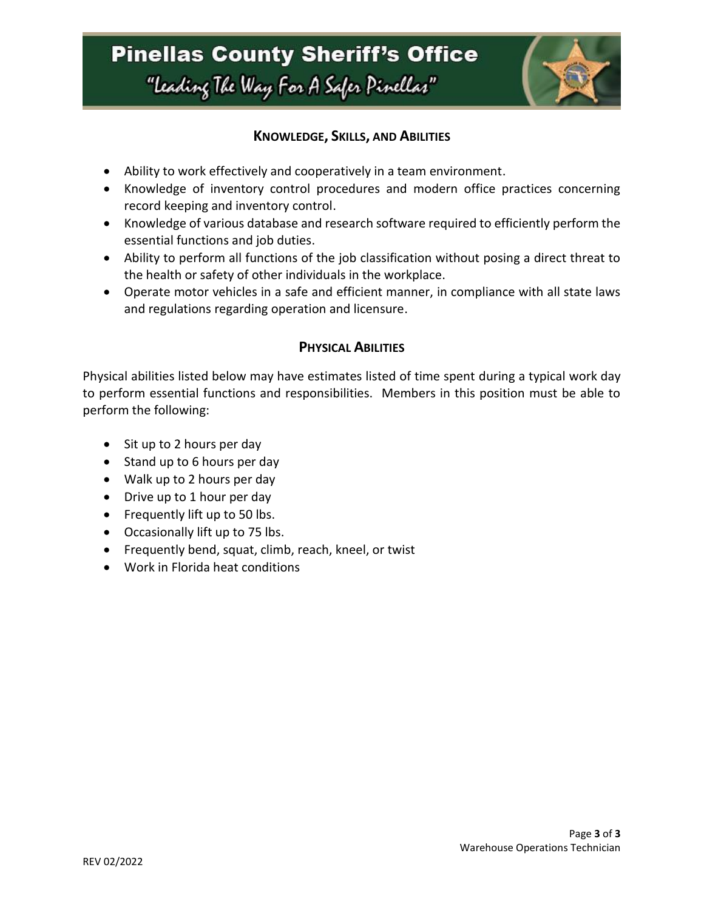## Knowledge, Skills, and Abilities

- Ability to work effectively and cooperatively in a team environment.
- Knowledge of inventory control procedures and modern office practices concerning record keeping and inventory control.
- Knowledge of various database and research software required to efficiently perform the essential functions and job duties.
- Ability to perform all functions of the job classification without posing a direct threat to the health or safety of other individuals in the workplace.
- Operate motor vehicles in a safe and efficient manner, in compliance with all state laws and regulations regarding operation and licensure.

## Physical Abilities

Physical abilities listed below may have estimates listed of time spent during a typical work day to perform essential functions and responsibilities. Members in this position must be able to perform the following:

- Sit up to 2 hours per day
- Stand up to 6 hours per day
- Walk up to 2 hours per day
- Drive up to 1 hour per day
- Frequently lift up to 50 lbs.
- Occasionally lift up to 75 lbs.
- Frequently bend, squat, climb, reach, kneel, or twist
- Work in Florida heat conditions

REV 02/2022